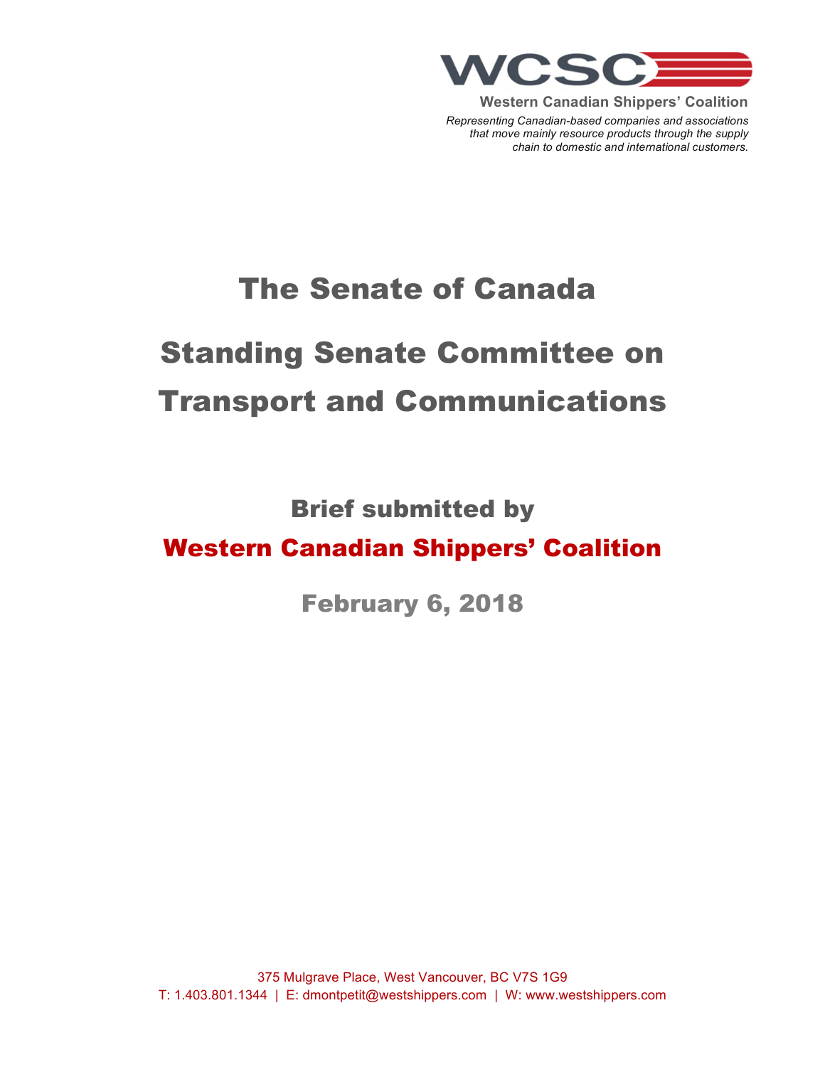**WCSC**

**Western Canadian Shippers' Coalition**

*Representing Canadian-based companies and associations that move mainly resource products through the supply chain to domestic and international customers.*

# The Senate of Canada

# Standing Senate Committee on Transport and Communications

## Brief submitted by

## Western Canadian Shippers' Coalition

## February 6, 2018

375 Mulgrave Place, West Vancouver, BC V7S 1G9
T: 1.403.801.1344 | E: dmontpetit@westshippers.com | W: www.westshippers.com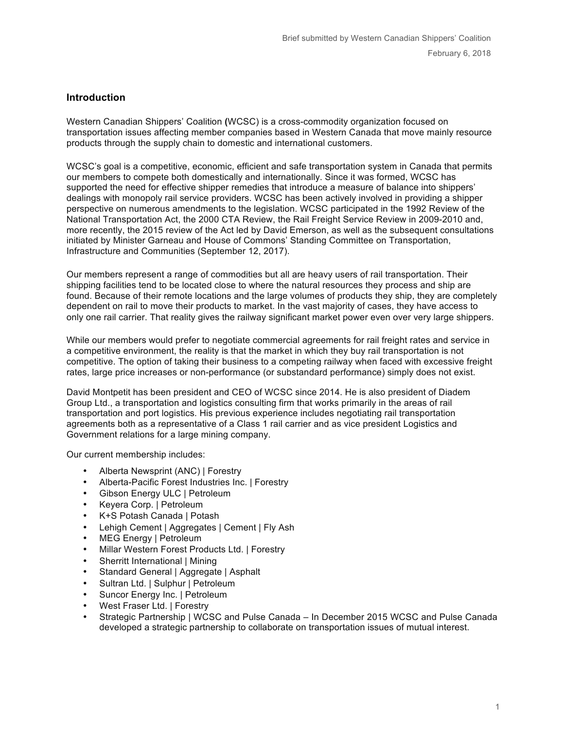## Introduction

Western Canadian Shippers' Coalition **(**WCSC) is a cross-commodity organization focused on transportation issues affecting member companies based in Western Canada that move mainly resource products through the supply chain to domestic and international customers.

WCSC's goal is a competitive, economic, efficient and safe transportation system in Canada that permits our members to compete both domestically and internationally. Since it was formed, WCSC has supported the need for effective shipper remedies that introduce a measure of balance into shippers' dealings with monopoly rail service providers. WCSC has been actively involved in providing a shipper perspective on numerous amendments to the legislation. WCSC participated in the 1992 Review of the National Transportation Act, the 2000 CTA Review, the Rail Freight Service Review in 2009-2010 and, more recently, the 2015 review of the Act led by David Emerson, as well as the subsequent consultations initiated by Minister Garneau and House of Commons' Standing Committee on Transportation, Infrastructure and Communities (September 12, 2017).

Our members represent a range of commodities but all are heavy users of rail transportation. Their shipping facilities tend to be located close to where the natural resources they process and ship are found. Because of their remote locations and the large volumes of products they ship, they are completely dependent on rail to move their products to market. In the vast majority of cases, they have access to only one rail carrier. That reality gives the railway significant market power even over very large shippers.

While our members would prefer to negotiate commercial agreements for rail freight rates and service in a competitive environment, the reality is that the market in which they buy rail transportation is not competitive. The option of taking their business to a competing railway when faced with excessive freight rates, large price increases or non-performance (or substandard performance) simply does not exist.

David Montpetit has been president and CEO of WCSC since 2014. He is also president of Diadem Group Ltd., a transportation and logistics consulting firm that works primarily in the areas of rail transportation and port logistics. His previous experience includes negotiating rail transportation agreements both as a representative of a Class 1 rail carrier and as vice president Logistics and Government relations for a large mining company.

Our current membership includes:

- Alberta Newsprint (ANC) | Forestry
- Alberta-Pacific Forest Industries Inc. | Forestry
- Gibson Energy ULC | Petroleum
- Keyera Corp. | Petroleum
- K+S Potash Canada | Potash
- Lehigh Cement | Aggregates | Cement | Fly Ash
- MEG Energy | Petroleum
- Millar Western Forest Products Ltd. | Forestry
- Sherritt International | Mining
- Standard General | Aggregate | Asphalt
- Sultran Ltd. | Sulphur | Petroleum
- Suncor Energy Inc. | Petroleum
- West Fraser Ltd. | Forestry
- Strategic Partnership | WCSC and Pulse Canada – In December 2015 WCSC and Pulse Canada developed a strategic partnership to collaborate on transportation issues of mutual interest.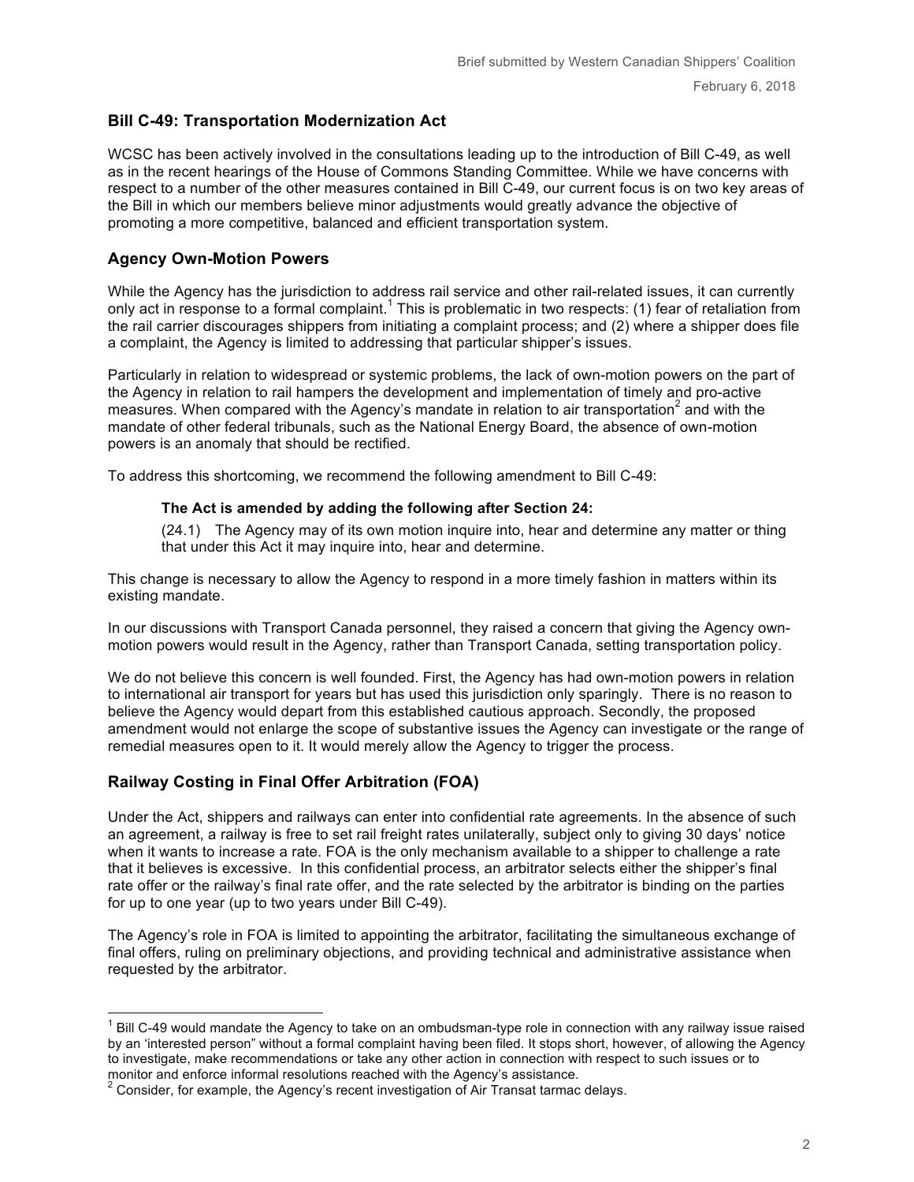## Bill C-49: Transportation Modernization Act

WCSC has been actively involved in the consultations leading up to the introduction of Bill C-49, as well as in the recent hearings of the House of Commons Standing Committee. While we have concerns with respect to a number of the other measures contained in Bill C-49, our current focus is on two key areas of the Bill in which our members believe minor adjustments would greatly advance the objective of promoting a more competitive, balanced and efficient transportation system.

## Agency Own-Motion Powers

While the Agency has the jurisdiction to address rail service and other rail-related issues, it can currently only act in response to a formal complaint.[1] This is problematic in two respects: (1) fear of retaliation from the rail carrier discourages shippers from initiating a complaint process; and (2) where a shipper does file a complaint, the Agency is limited to addressing that particular shipper's issues.

Particularly in relation to widespread or systemic problems, the lack of own-motion powers on the part of the Agency in relation to rail hampers the development and implementation of timely and pro-active measures. When compared with the Agency's mandate in relation to air transportation[2] and with the mandate of other federal tribunals, such as the National Energy Board, the absence of own-motion powers is an anomaly that should be rectified.

To address this shortcoming, we recommend the following amendment to Bill C-49:

> **The Act is amended by adding the following after Section 24:**
>
> (24.1) The Agency may of its own motion inquire into, hear and determine any matter or thing that under this Act it may inquire into, hear and determine.

This change is necessary to allow the Agency to respond in a more timely fashion in matters within its existing mandate.

In our discussions with Transport Canada personnel, they raised a concern that giving the Agency own-motion powers would result in the Agency, rather than Transport Canada, setting transportation policy.

We do not believe this concern is well founded. First, the Agency has had own-motion powers in relation to international air transport for years but has used this jurisdiction only sparingly. There is no reason to believe the Agency would depart from this established cautious approach. Secondly, the proposed amendment would not enlarge the scope of substantive issues the Agency can investigate or the range of remedial measures open to it. It would merely allow the Agency to trigger the process.

## Railway Costing in Final Offer Arbitration (FOA)

Under the Act, shippers and railways can enter into confidential rate agreements. In the absence of such an agreement, a railway is free to set rail freight rates unilaterally, subject only to giving 30 days' notice when it wants to increase a rate. FOA is the only mechanism available to a shipper to challenge a rate that it believes is excessive. In this confidential process, an arbitrator selects either the shipper's final rate offer or the railway's final rate offer, and the rate selected by the arbitrator is binding on the parties for up to one year (up to two years under Bill C-49).

The Agency's role in FOA is limited to appointing the arbitrator, facilitating the simultaneous exchange of final offers, ruling on preliminary objections, and providing technical and administrative assistance when requested by the arbitrator.

---

[1] Bill C-49 would mandate the Agency to take on an ombudsman-type role in connection with any railway issue raised by an 'interested person" without a formal complaint having been filed. It stops short, however, of allowing the Agency to investigate, make recommendations or take any other action in connection with respect to such issues or to monitor and enforce informal resolutions reached with the Agency's assistance.

[2] Consider, for example, the Agency's recent investigation of Air Transat tarmac delays.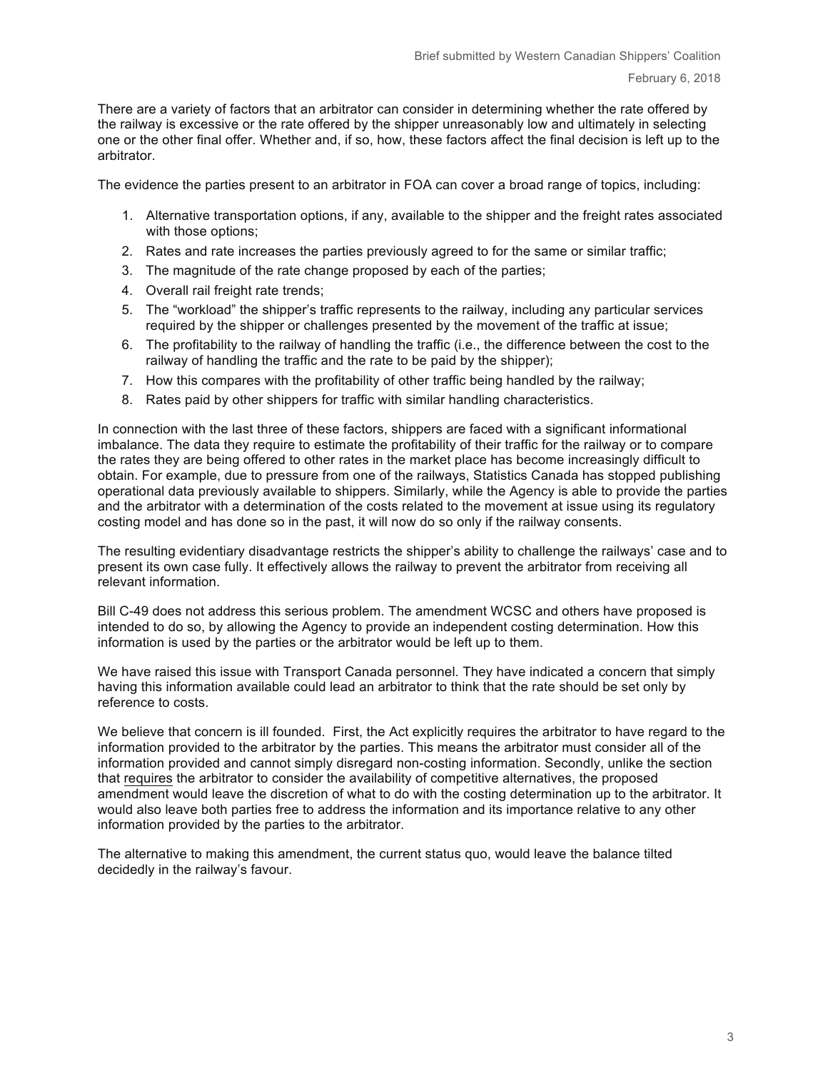There are a variety of factors that an arbitrator can consider in determining whether the rate offered by the railway is excessive or the rate offered by the shipper unreasonably low and ultimately in selecting one or the other final offer. Whether and, if so, how, these factors affect the final decision is left up to the arbitrator.

The evidence the parties present to an arbitrator in FOA can cover a broad range of topics, including:

1. Alternative transportation options, if any, available to the shipper and the freight rates associated with those options;
2. Rates and rate increases the parties previously agreed to for the same or similar traffic;
3. The magnitude of the rate change proposed by each of the parties;
4. Overall rail freight rate trends;
5. The "workload" the shipper's traffic represents to the railway, including any particular services required by the shipper or challenges presented by the movement of the traffic at issue;
6. The profitability to the railway of handling the traffic (i.e., the difference between the cost to the railway of handling the traffic and the rate to be paid by the shipper);
7. How this compares with the profitability of other traffic being handled by the railway;
8. Rates paid by other shippers for traffic with similar handling characteristics.

In connection with the last three of these factors, shippers are faced with a significant informational imbalance. The data they require to estimate the profitability of their traffic for the railway or to compare the rates they are being offered to other rates in the market place has become increasingly difficult to obtain. For example, due to pressure from one of the railways, Statistics Canada has stopped publishing operational data previously available to shippers. Similarly, while the Agency is able to provide the parties and the arbitrator with a determination of the costs related to the movement at issue using its regulatory costing model and has done so in the past, it will now do so only if the railway consents.

The resulting evidentiary disadvantage restricts the shipper's ability to challenge the railways' case and to present its own case fully. It effectively allows the railway to prevent the arbitrator from receiving all relevant information.

Bill C-49 does not address this serious problem. The amendment WCSC and others have proposed is intended to do so, by allowing the Agency to provide an independent costing determination. How this information is used by the parties or the arbitrator would be left up to them.

We have raised this issue with Transport Canada personnel. They have indicated a concern that simply having this information available could lead an arbitrator to think that the rate should be set only by reference to costs.

We believe that concern is ill founded. First, the Act explicitly requires the arbitrator to have regard to the information provided to the arbitrator by the parties. This means the arbitrator must consider all of the information provided and cannot simply disregard non-costing information. Secondly, unlike the section that requires the arbitrator to consider the availability of competitive alternatives, the proposed amendment would leave the discretion of what to do with the costing determination up to the arbitrator. It would also leave both parties free to address the information and its importance relative to any other information provided by the parties to the arbitrator.

The alternative to making this amendment, the current status quo, would leave the balance tilted decidedly in the railway's favour.